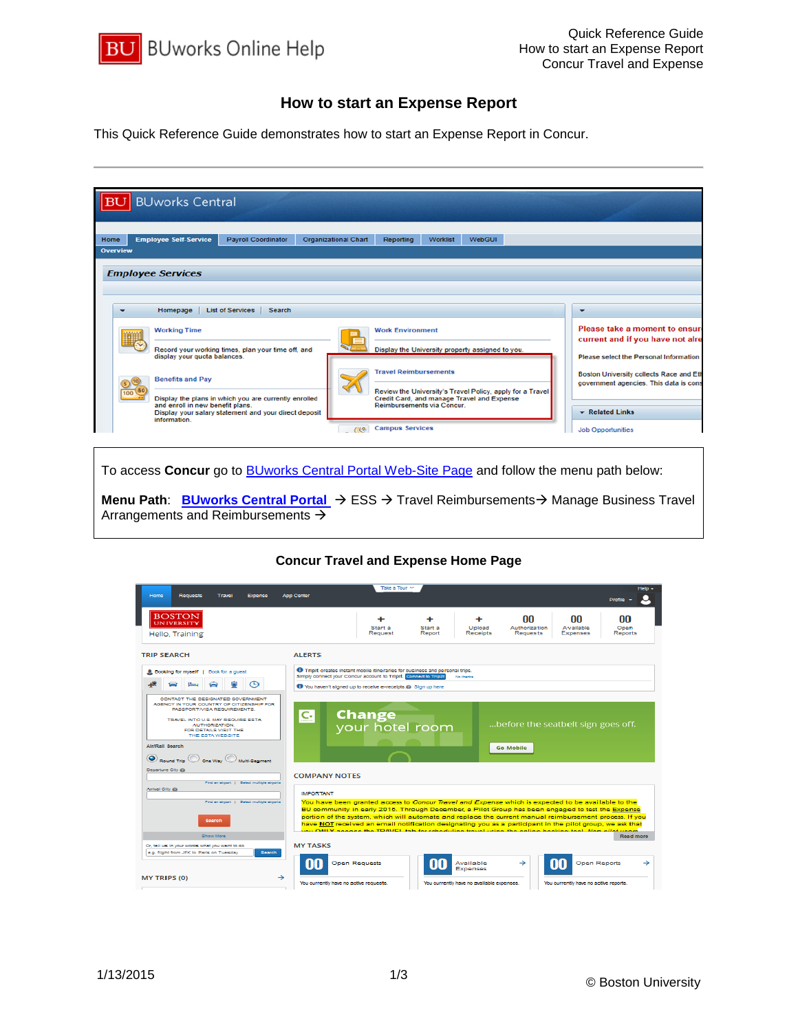# How to start an Expense Report

This Quick Reference Guide demonstrates how to start an Expense Report in Concur.

---

To access **Concur** go to BUworks Central Portal Web-Site Page and follow the menu path below:

**Menu Path**: **BUworks Central Portal** → ESS → Travel Reimbursements→ Manage Business Travel Arrangements and Reimbursements →

**Concur Travel and Expense Home Page**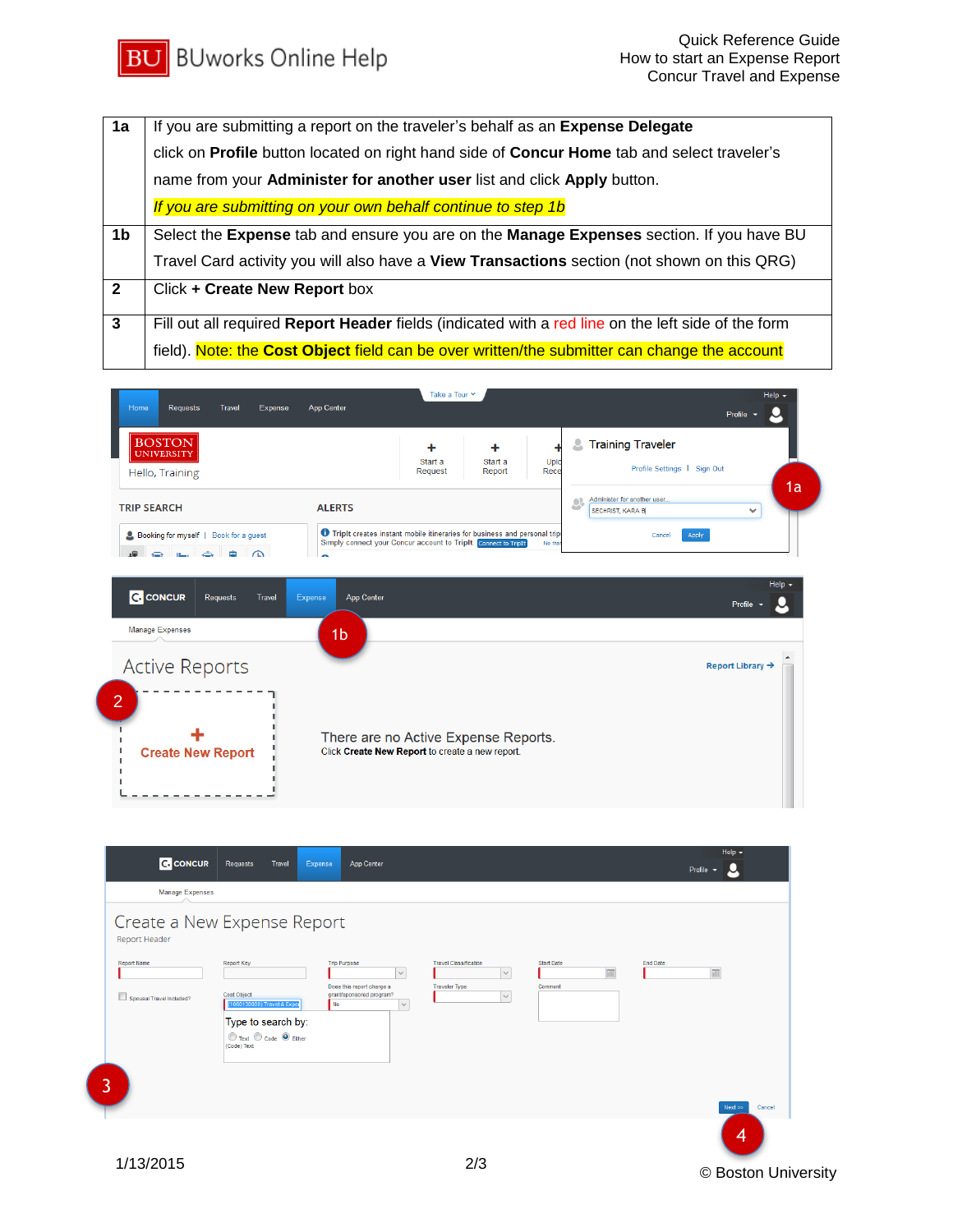| | |
|---|---|
| **1a** | If you are submitting a report on the traveler's behalf as an **Expense Delegate** click on **Profile** button located on right hand side of **Concur Home** tab and select traveler's name from your **Administer for another user** list and click **Apply** button. *If you are submitting on your own behalf continue to step 1b* |
| **1b** | Select the **Expense** tab and ensure you are on the **Manage Expenses** section. If you have BU Travel Card activity you will also have a **View Transactions** section (not shown on this QRG) |
| **2** | Click **+ Create New Report** box |
| **3** | Fill out all required **Report Header** fields (indicated with a red line on the left side of the form field). Note: the **Cost Object** field can be over written/the submitter can change the account |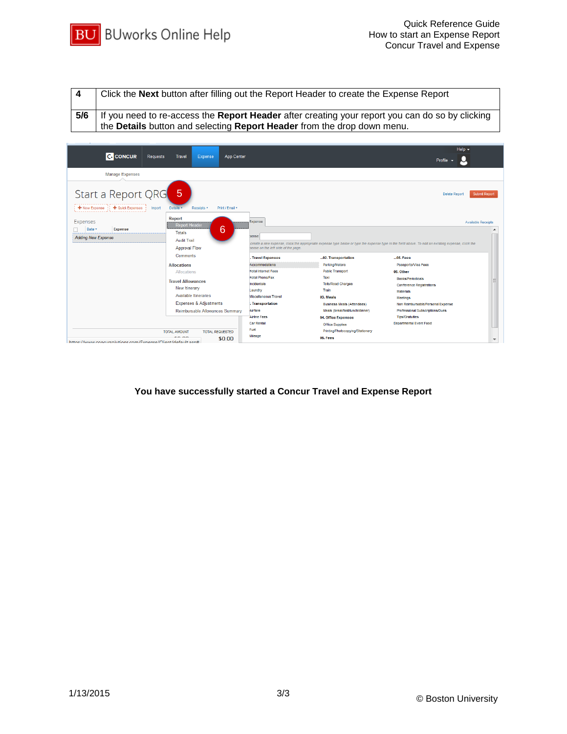| | |
|---|---|
| 4 | Click the **Next** button after filling out the Report Header to create the Expense Report |
| 5/6 | If you need to re-access the **Report Header** after creating your report you can do so by clicking the **Details** button and selecting **Report Header** from the drop down menu. |

**You have successfully started a Concur Travel and Expense Report**